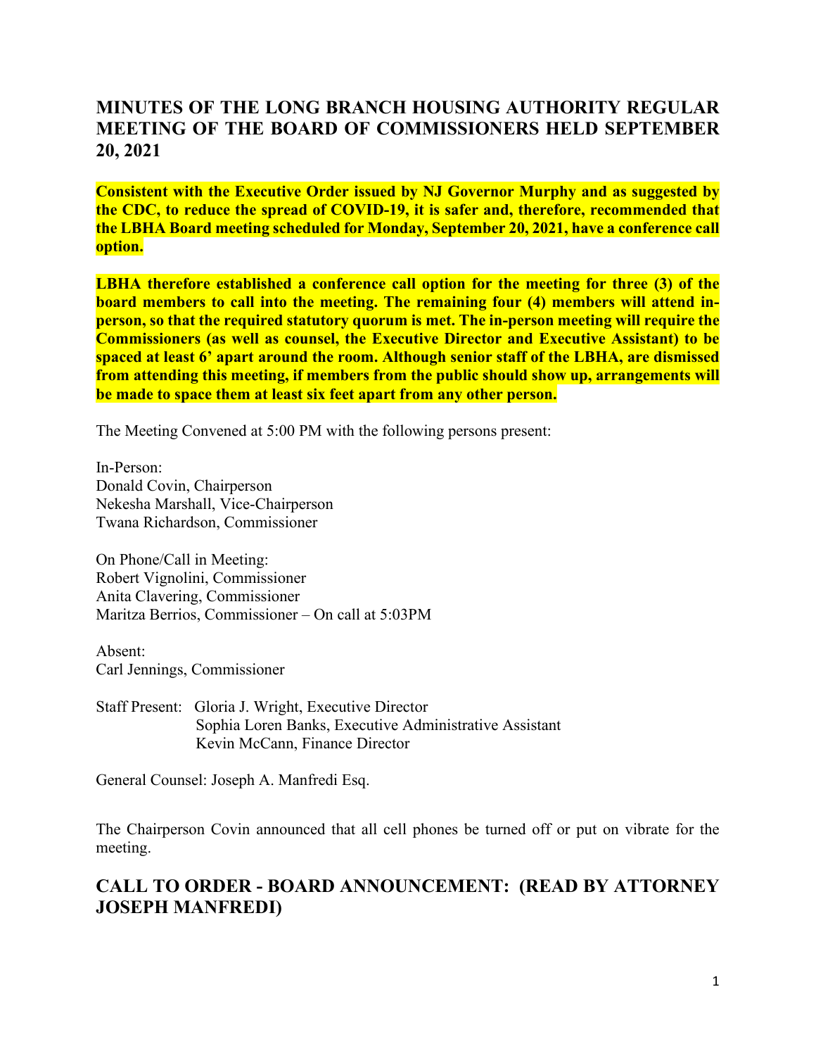## MINUTES OF THE LONG BRANCH HOUSING AUTHORITY REGULAR MEETING OF THE BOARD OF COMMISSIONERS HELD SEPTEMBER 20, 2021

**Consistent with the Executive Order issued by NJ Governor Murphy and as suggested by the CDC, to reduce the spread of COVID-19, it is safer and, therefore, recommended that the LBHA Board meeting scheduled for Monday, September 20, 2021, have a conference call option.**

**LBHA therefore established a conference call option for the meeting for three (3) of the board members to call into the meeting. The remaining four (4) members will attend in-person, so that the required statutory quorum is met. The in-person meeting will require the Commissioners (as well as counsel, the Executive Director and Executive Assistant) to be spaced at least 6' apart around the room. Although senior staff of the LBHA, are dismissed from attending this meeting, if members from the public should show up, arrangements will be made to space them at least six feet apart from any other person.**

The Meeting Convened at 5:00 PM with the following persons present:

In-Person:
Donald Covin, Chairperson
Nekesha Marshall, Vice-Chairperson
Twana Richardson, Commissioner

On Phone/Call in Meeting:
Robert Vignolini, Commissioner
Anita Clavering, Commissioner
Maritza Berrios, Commissioner – On call at 5:03PM

Absent:
Carl Jennings, Commissioner

Staff Present: Gloria J. Wright, Executive Director
Sophia Loren Banks, Executive Administrative Assistant
Kevin McCann, Finance Director

General Counsel: Joseph A. Manfredi Esq.

The Chairperson Covin announced that all cell phones be turned off or put on vibrate for the meeting.

## CALL TO ORDER - BOARD ANNOUNCEMENT: (READ BY ATTORNEY JOSEPH MANFREDI)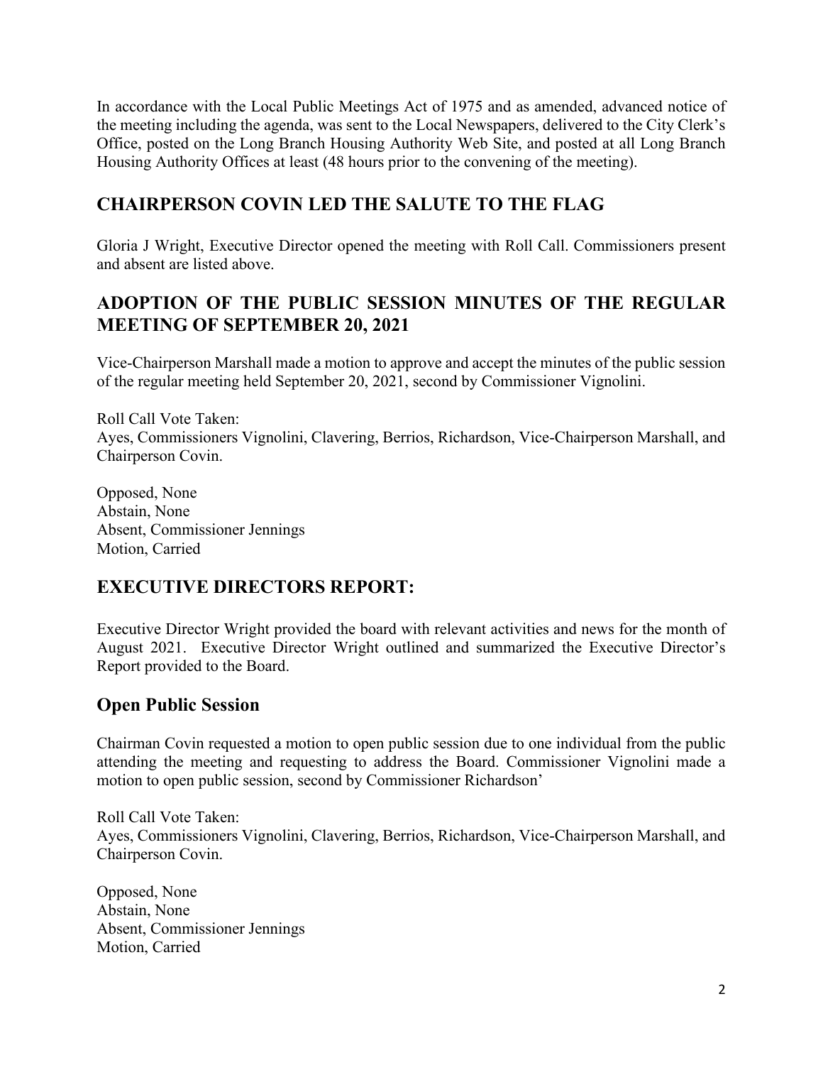In accordance with the Local Public Meetings Act of 1975 and as amended, advanced notice of the meeting including the agenda, was sent to the Local Newspapers, delivered to the City Clerk's Office, posted on the Long Branch Housing Authority Web Site, and posted at all Long Branch Housing Authority Offices at least (48 hours prior to the convening of the meeting).

## CHAIRPERSON COVIN LED THE SALUTE TO THE FLAG

Gloria J Wright, Executive Director opened the meeting with Roll Call. Commissioners present and absent are listed above.

## ADOPTION OF THE PUBLIC SESSION MINUTES OF THE REGULAR MEETING OF SEPTEMBER 20, 2021

Vice-Chairperson Marshall made a motion to approve and accept the minutes of the public session of the regular meeting held September 20, 2021, second by Commissioner Vignolini.

Roll Call Vote Taken:
Ayes, Commissioners Vignolini, Clavering, Berrios, Richardson, Vice-Chairperson Marshall, and Chairperson Covin.

Opposed, None
Abstain, None
Absent, Commissioner Jennings
Motion, Carried

## EXECUTIVE DIRECTORS REPORT:

Executive Director Wright provided the board with relevant activities and news for the month of August 2021. Executive Director Wright outlined and summarized the Executive Director's Report provided to the Board.

## Open Public Session

Chairman Covin requested a motion to open public session due to one individual from the public attending the meeting and requesting to address the Board. Commissioner Vignolini made a motion to open public session, second by Commissioner Richardson'

Roll Call Vote Taken:
Ayes, Commissioners Vignolini, Clavering, Berrios, Richardson, Vice-Chairperson Marshall, and Chairperson Covin.

Opposed, None
Abstain, None
Absent, Commissioner Jennings
Motion, Carried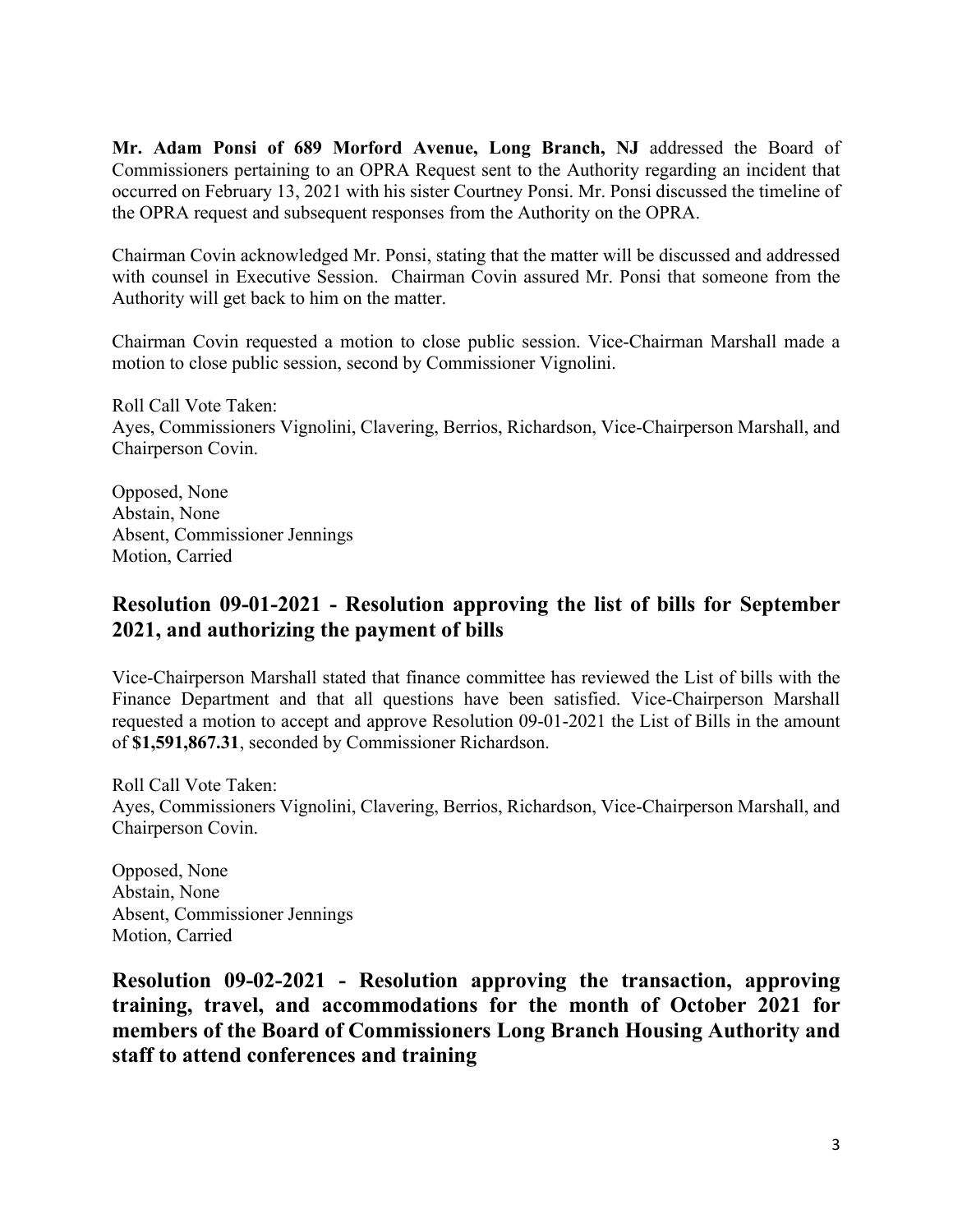**Mr. Adam Ponsi of 689 Morford Avenue, Long Branch, NJ** addressed the Board of Commissioners pertaining to an OPRA Request sent to the Authority regarding an incident that occurred on February 13, 2021 with his sister Courtney Ponsi. Mr. Ponsi discussed the timeline of the OPRA request and subsequent responses from the Authority on the OPRA.

Chairman Covin acknowledged Mr. Ponsi, stating that the matter will be discussed and addressed with counsel in Executive Session. Chairman Covin assured Mr. Ponsi that someone from the Authority will get back to him on the matter.

Chairman Covin requested a motion to close public session. Vice-Chairman Marshall made a motion to close public session, second by Commissioner Vignolini.

Roll Call Vote Taken:
Ayes, Commissioners Vignolini, Clavering, Berrios, Richardson, Vice-Chairperson Marshall, and Chairperson Covin.

Opposed, None
Abstain, None
Absent, Commissioner Jennings
Motion, Carried

## Resolution 09-01-2021 - Resolution approving the list of bills for September 2021, and authorizing the payment of bills

Vice-Chairperson Marshall stated that finance committee has reviewed the List of bills with the Finance Department and that all questions have been satisfied. Vice-Chairperson Marshall requested a motion to accept and approve Resolution 09-01-2021 the List of Bills in the amount of **$1,591,867.31**, seconded by Commissioner Richardson.

Roll Call Vote Taken:
Ayes, Commissioners Vignolini, Clavering, Berrios, Richardson, Vice-Chairperson Marshall, and Chairperson Covin.

Opposed, None
Abstain, None
Absent, Commissioner Jennings
Motion, Carried

## Resolution 09-02-2021 - Resolution approving the transaction, approving training, travel, and accommodations for the month of October 2021 for members of the Board of Commissioners Long Branch Housing Authority and staff to attend conferences and training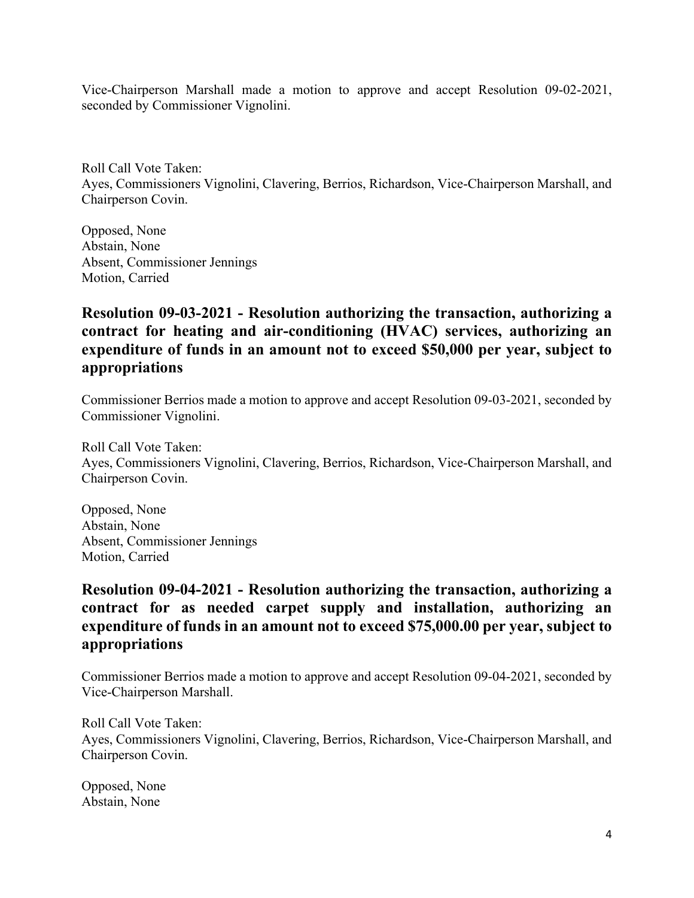Vice-Chairperson Marshall made a motion to approve and accept Resolution 09-02-2021, seconded by Commissioner Vignolini.

Roll Call Vote Taken:
Ayes, Commissioners Vignolini, Clavering, Berrios, Richardson, Vice-Chairperson Marshall, and Chairperson Covin.

Opposed, None
Abstain, None
Absent, Commissioner Jennings
Motion, Carried

## Resolution 09-03-2021 - Resolution authorizing the transaction, authorizing a contract for heating and air-conditioning (HVAC) services, authorizing an expenditure of funds in an amount not to exceed $50,000 per year, subject to appropriations

Commissioner Berrios made a motion to approve and accept Resolution 09-03-2021, seconded by Commissioner Vignolini.

Roll Call Vote Taken:
Ayes, Commissioners Vignolini, Clavering, Berrios, Richardson, Vice-Chairperson Marshall, and Chairperson Covin.

Opposed, None
Abstain, None
Absent, Commissioner Jennings
Motion, Carried

## Resolution 09-04-2021 - Resolution authorizing the transaction, authorizing a contract for as needed carpet supply and installation, authorizing an expenditure of funds in an amount not to exceed $75,000.00 per year, subject to appropriations

Commissioner Berrios made a motion to approve and accept Resolution 09-04-2021, seconded by Vice-Chairperson Marshall.

Roll Call Vote Taken:
Ayes, Commissioners Vignolini, Clavering, Berrios, Richardson, Vice-Chairperson Marshall, and Chairperson Covin.

Opposed, None
Abstain, None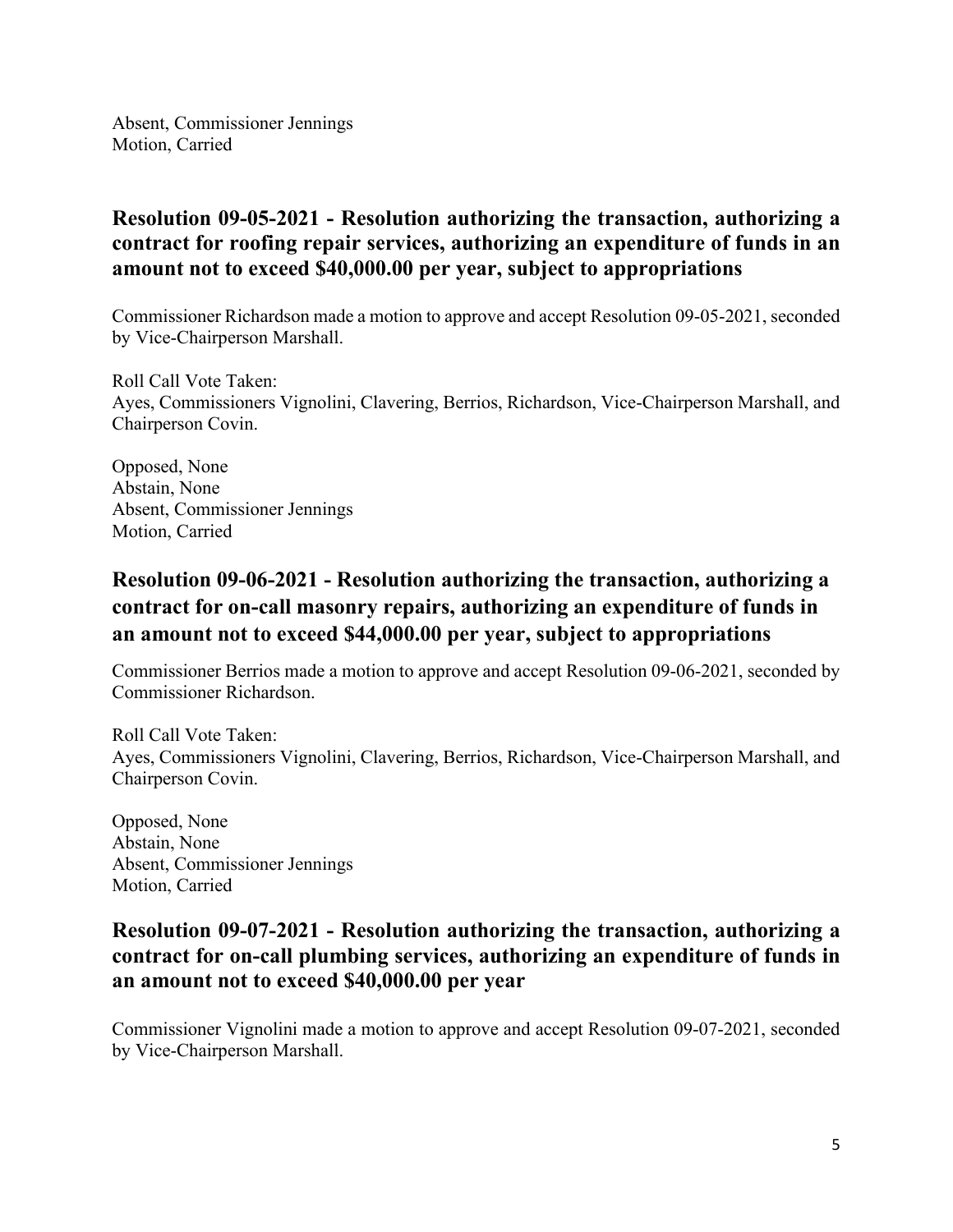Absent, Commissioner Jennings
Motion, Carried

## Resolution 09-05-2021 - Resolution authorizing the transaction, authorizing a contract for roofing repair services, authorizing an expenditure of funds in an amount not to exceed $40,000.00 per year, subject to appropriations

Commissioner Richardson made a motion to approve and accept Resolution 09-05-2021, seconded by Vice-Chairperson Marshall.

Roll Call Vote Taken:
Ayes, Commissioners Vignolini, Clavering, Berrios, Richardson, Vice-Chairperson Marshall, and Chairperson Covin.

Opposed, None
Abstain, None
Absent, Commissioner Jennings
Motion, Carried

## Resolution 09-06-2021 - Resolution authorizing the transaction, authorizing a contract for on-call masonry repairs, authorizing an expenditure of funds in an amount not to exceed $44,000.00 per year, subject to appropriations

Commissioner Berrios made a motion to approve and accept Resolution 09-06-2021, seconded by Commissioner Richardson.

Roll Call Vote Taken:
Ayes, Commissioners Vignolini, Clavering, Berrios, Richardson, Vice-Chairperson Marshall, and Chairperson Covin.

Opposed, None
Abstain, None
Absent, Commissioner Jennings
Motion, Carried

## Resolution 09-07-2021 - Resolution authorizing the transaction, authorizing a contract for on-call plumbing services, authorizing an expenditure of funds in an amount not to exceed $40,000.00 per year

Commissioner Vignolini made a motion to approve and accept Resolution 09-07-2021, seconded by Vice-Chairperson Marshall.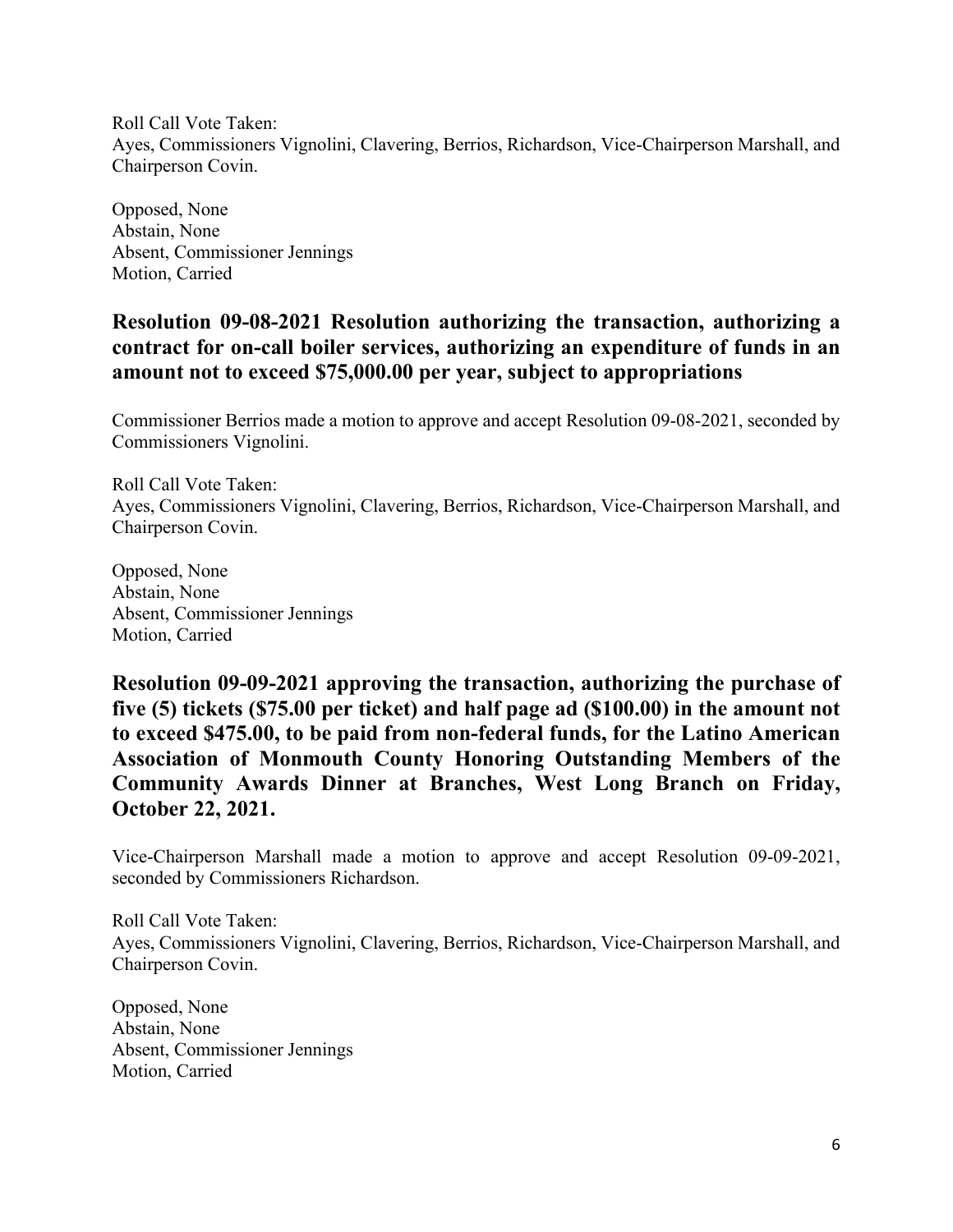Roll Call Vote Taken:
Ayes, Commissioners Vignolini, Clavering, Berrios, Richardson, Vice-Chairperson Marshall, and Chairperson Covin.

Opposed, None
Abstain, None
Absent, Commissioner Jennings
Motion, Carried

## Resolution 09-08-2021 Resolution authorizing the transaction, authorizing a contract for on-call boiler services, authorizing an expenditure of funds in an amount not to exceed $75,000.00 per year, subject to appropriations

Commissioner Berrios made a motion to approve and accept Resolution 09-08-2021, seconded by Commissioners Vignolini.

Roll Call Vote Taken:
Ayes, Commissioners Vignolini, Clavering, Berrios, Richardson, Vice-Chairperson Marshall, and Chairperson Covin.

Opposed, None
Abstain, None
Absent, Commissioner Jennings
Motion, Carried

## Resolution 09-09-2021 approving the transaction, authorizing the purchase of five (5) tickets ($75.00 per ticket) and half page ad ($100.00) in the amount not to exceed $475.00, to be paid from non-federal funds, for the Latino American Association of Monmouth County Honoring Outstanding Members of the Community Awards Dinner at Branches, West Long Branch on Friday, October 22, 2021.

Vice-Chairperson Marshall made a motion to approve and accept Resolution 09-09-2021, seconded by Commissioners Richardson.

Roll Call Vote Taken:
Ayes, Commissioners Vignolini, Clavering, Berrios, Richardson, Vice-Chairperson Marshall, and Chairperson Covin.

Opposed, None
Abstain, None
Absent, Commissioner Jennings
Motion, Carried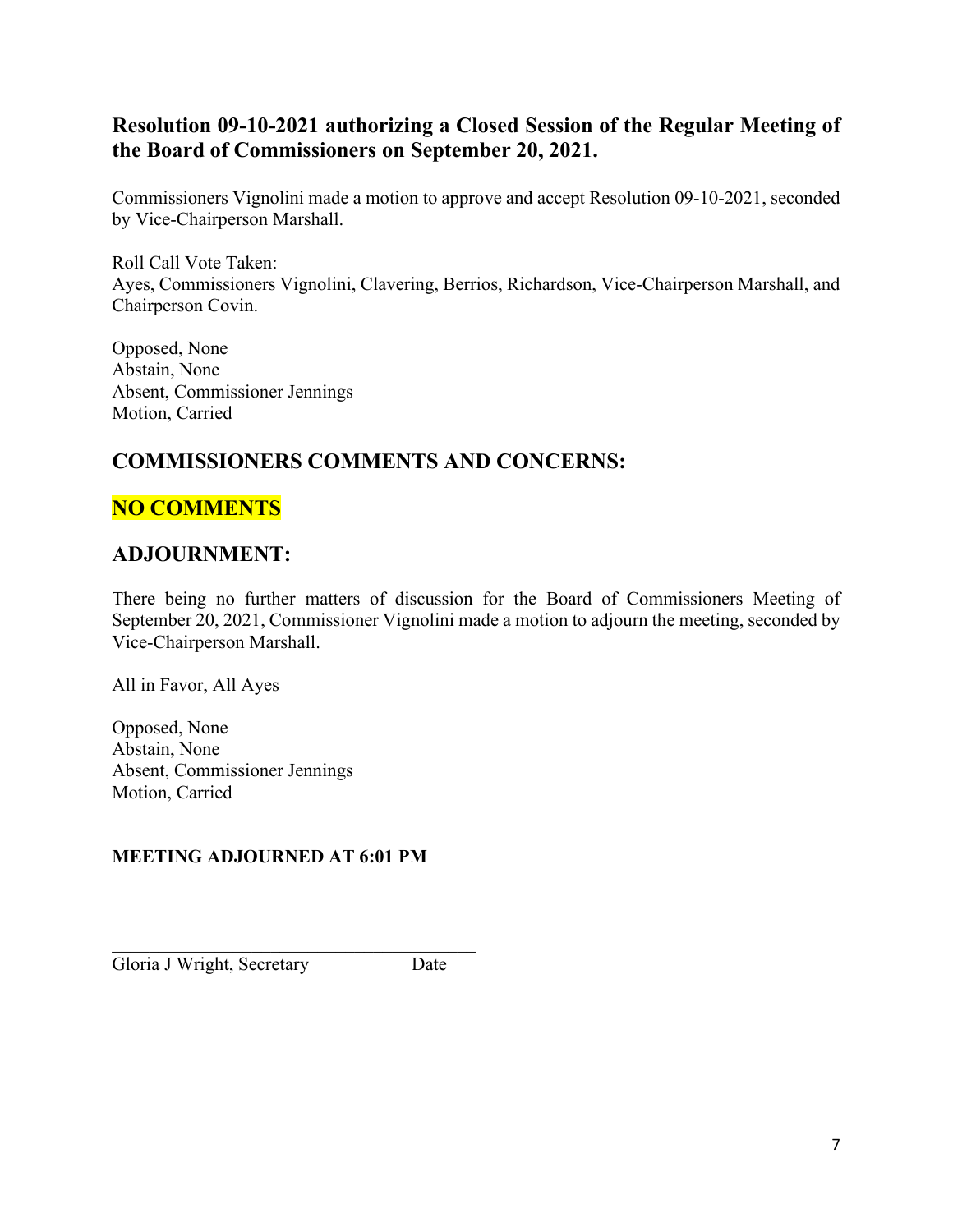### **Resolution 09-10-2021 authorizing a Closed Session of the Regular Meeting of the Board of Commissioners on September 20, 2021.**

Commissioners Vignolini made a motion to approve and accept Resolution 09-10-2021, seconded by Vice-Chairperson Marshall.

Roll Call Vote Taken:
Ayes, Commissioners Vignolini, Clavering, Berrios, Richardson, Vice-Chairperson Marshall, and Chairperson Covin.

Opposed, None
Abstain, None
Absent, Commissioner Jennings
Motion, Carried

## **COMMISSIONERS COMMENTS AND CONCERNS:**

## **NO COMMENTS**

## **ADJOURNMENT:**

There being no further matters of discussion for the Board of Commissioners Meeting of September 20, 2021, Commissioner Vignolini made a motion to adjourn the meeting, seconded by Vice-Chairperson Marshall.

All in Favor, All Ayes

Opposed, None
Abstain, None
Absent, Commissioner Jennings
Motion, Carried

**MEETING ADJOURNED AT 6:01 PM**

\_\_\_\_\_\_\_\_\_\_\_\_\_\_\_\_\_\_\_\_\_\_\_\_\_\_\_\_\_\_\_\_\_\_\_\_\_\_\_\_
Gloria J Wright, Secretary Date